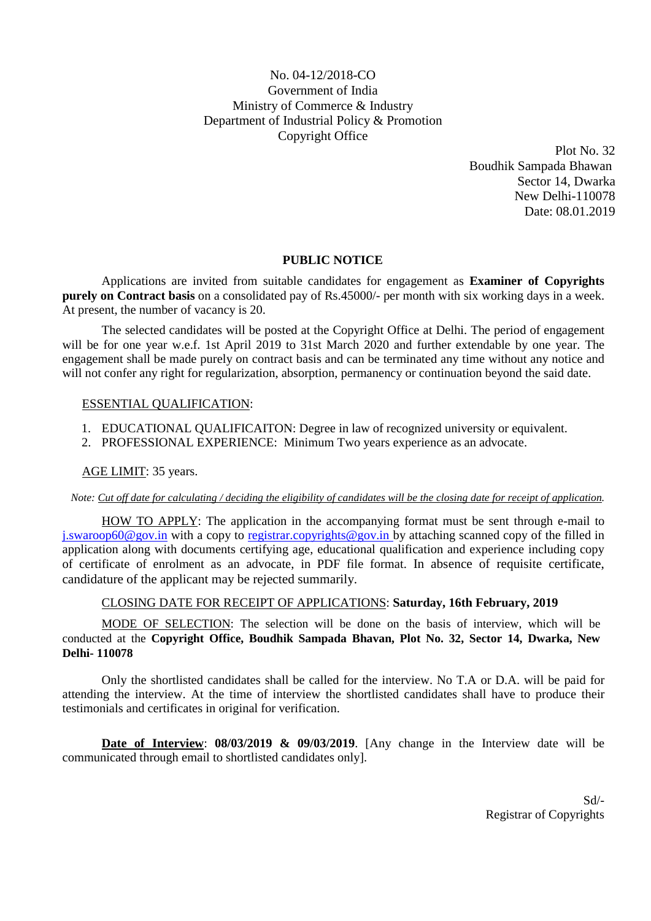No. 04-12/2018-CO
Government of India
Ministry of Commerce & Industry
Department of Industrial Policy & Promotion
Copyright Office

Plot No. 32
Boudhik Sampada Bhawan
Sector 14, Dwarka
New Delhi-110078
Date: 08.01.2019

## PUBLIC NOTICE

Applications are invited from suitable candidates for engagement as **Examiner of Copyrights purely on Contract basis** on a consolidated pay of Rs.45000/- per month with six working days in a week. At present, the number of vacancy is 20.

The selected candidates will be posted at the Copyright Office at Delhi. The period of engagement will be for one year w.e.f. 1st April 2019 to 31st March 2020 and further extendable by one year. The engagement shall be made purely on contract basis and can be terminated any time without any notice and will not confer any right for regularization, absorption, permanency or continuation beyond the said date.

ESSENTIAL QUALIFICATION:

1. EDUCATIONAL QUALIFICAITON: Degree in law of recognized university or equivalent.
2. PROFESSIONAL EXPERIENCE: Minimum Two years experience as an advocate.

AGE LIMIT: 35 years.

*Note: Cut off date for calculating / deciding the eligibility of candidates will be the closing date for receipt of application.*

HOW TO APPLY: The application in the accompanying format must be sent through e-mail to j.swaroop60@gov.in with a copy to registrar.copyrights@gov.in by attaching scanned copy of the filled in application along with documents certifying age, educational qualification and experience including copy of certificate of enrolment as an advocate, in PDF file format. In absence of requisite certificate, candidature of the applicant may be rejected summarily.

CLOSING DATE FOR RECEIPT OF APPLICATIONS: **Saturday, 16th February, 2019**

MODE OF SELECTION: The selection will be done on the basis of interview, which will be conducted at the **Copyright Office, Boudhik Sampada Bhavan, Plot No. 32, Sector 14, Dwarka, New Delhi- 110078**

Only the shortlisted candidates shall be called for the interview. No T.A or D.A. will be paid for attending the interview. At the time of interview the shortlisted candidates shall have to produce their testimonials and certificates in original for verification.

**Date of Interview**: **08/03/2019 & 09/03/2019**. [Any change in the Interview date will be communicated through email to shortlisted candidates only].

Sd/-
Registrar of Copyrights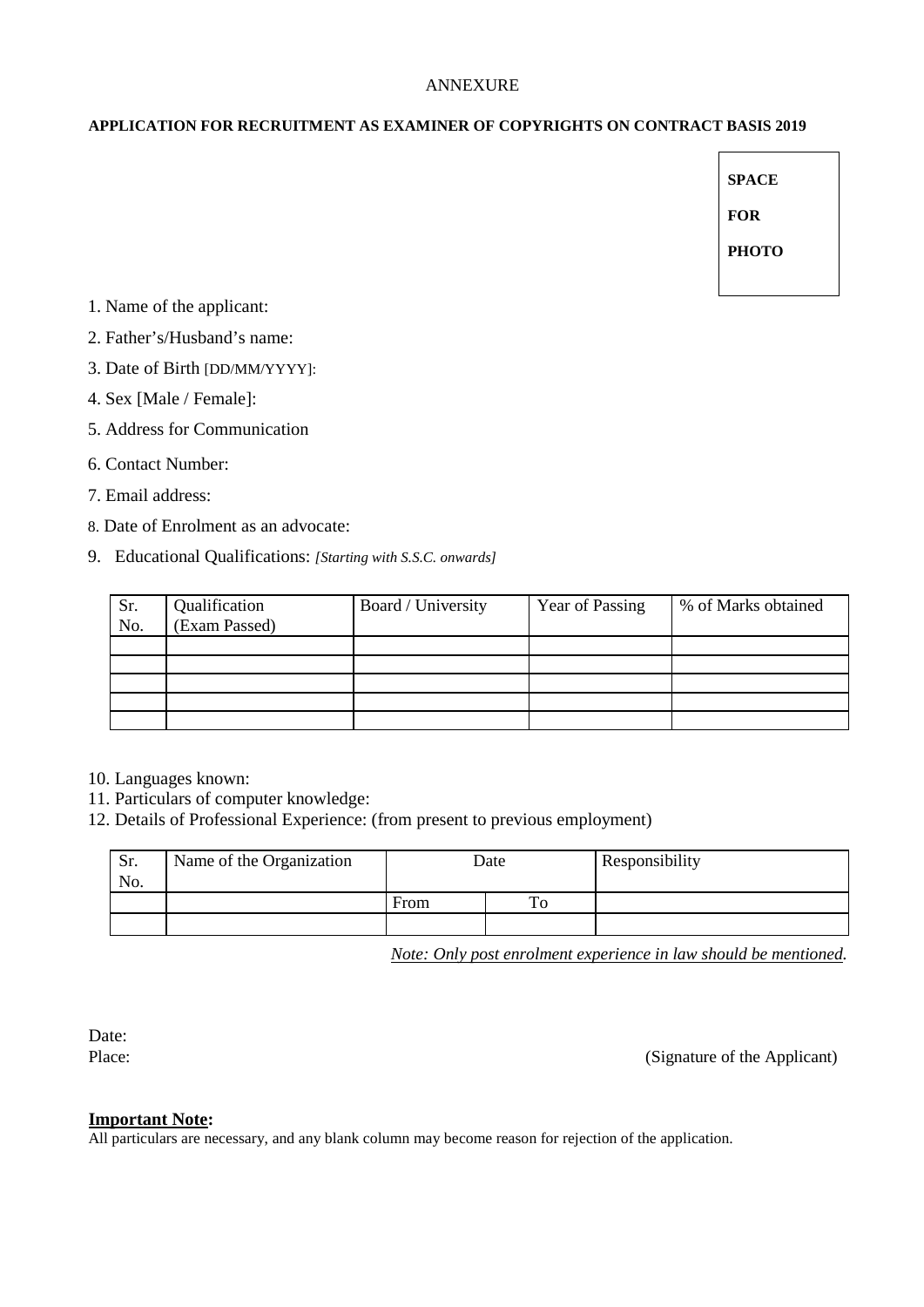ANNEXURE

**APPLICATION FOR RECRUITMENT AS EXAMINER OF COPYRIGHTS ON CONTRACT BASIS 2019**

| **SPACE FOR PHOTO** |
|---|

1. Name of the applicant:
2. Father's/Husband's name:
3. Date of Birth [DD/MM/YYYY]:
4. Sex [Male / Female]:
5. Address for Communication
6. Contact Number:
7. Email address:
8. Date of Enrolment as an advocate:
9. Educational Qualifications: *[Starting with S.S.C. onwards]*

| Sr. No. | Qualification (Exam Passed) | Board / University | Year of Passing | % of Marks obtained |
|---|---|---|---|---|
| | | | | |
| | | | | |
| | | | | |
| | | | | |
| | | | | |

10. Languages known:
11. Particulars of computer knowledge:
12. Details of Professional Experience: (from present to previous employment)

| Sr. No. | Name of the Organization | Date | | Responsibility |
|---|---|---|---|---|
| | | From | To | |
| | | | | |

*Note: Only post enrolment experience in law should be mentioned.*

Date:

Place: (Signature of the Applicant)

**Important Note:**

All particulars are necessary, and any blank column may become reason for rejection of the application.